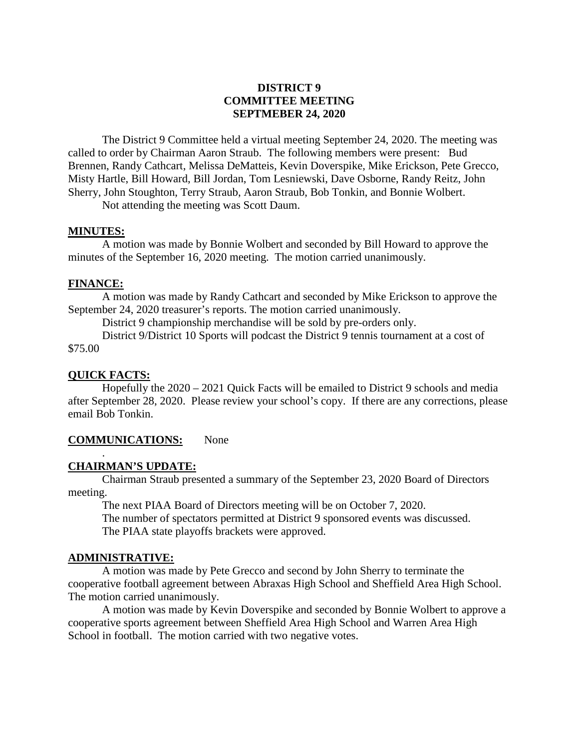# DISTRICT 9
# COMMITTEE MEETING
# SEPTMEBER 24, 2020

The District 9 Committee held a virtual meeting September 24, 2020. The meeting was called to order by Chairman Aaron Straub. The following members were present: Bud Brennen, Randy Cathcart, Melissa DeMatteis, Kevin Doverspike, Mike Erickson, Pete Grecco, Misty Hartle, Bill Howard, Bill Jordan, Tom Lesniewski, Dave Osborne, Randy Reitz, John Sherry, John Stoughton, Terry Straub, Aaron Straub, Bob Tonkin, and Bonnie Wolbert.

Not attending the meeting was Scott Daum.

**MINUTES:**

A motion was made by Bonnie Wolbert and seconded by Bill Howard to approve the minutes of the September 16, 2020 meeting. The motion carried unanimously.

**FINANCE:**

A motion was made by Randy Cathcart and seconded by Mike Erickson to approve the September 24, 2020 treasurer's reports. The motion carried unanimously.

District 9 championship merchandise will be sold by pre-orders only.

District 9/District 10 Sports will podcast the District 9 tennis tournament at a cost of $75.00

**QUICK FACTS:**

Hopefully the 2020 – 2021 Quick Facts will be emailed to District 9 schools and media after September 28, 2020. Please review your school's copy. If there are any corrections, please email Bob Tonkin.

**COMMUNICATIONS:** None

**CHAIRMAN'S UPDATE:**

Chairman Straub presented a summary of the September 23, 2020 Board of Directors meeting.

The next PIAA Board of Directors meeting will be on October 7, 2020.

The number of spectators permitted at District 9 sponsored events was discussed.

The PIAA state playoffs brackets were approved.

**ADMINISTRATIVE:**

A motion was made by Pete Grecco and second by John Sherry to terminate the cooperative football agreement between Abraxas High School and Sheffield Area High School. The motion carried unanimously.

A motion was made by Kevin Doverspike and seconded by Bonnie Wolbert to approve a cooperative sports agreement between Sheffield Area High School and Warren Area High School in football. The motion carried with two negative votes.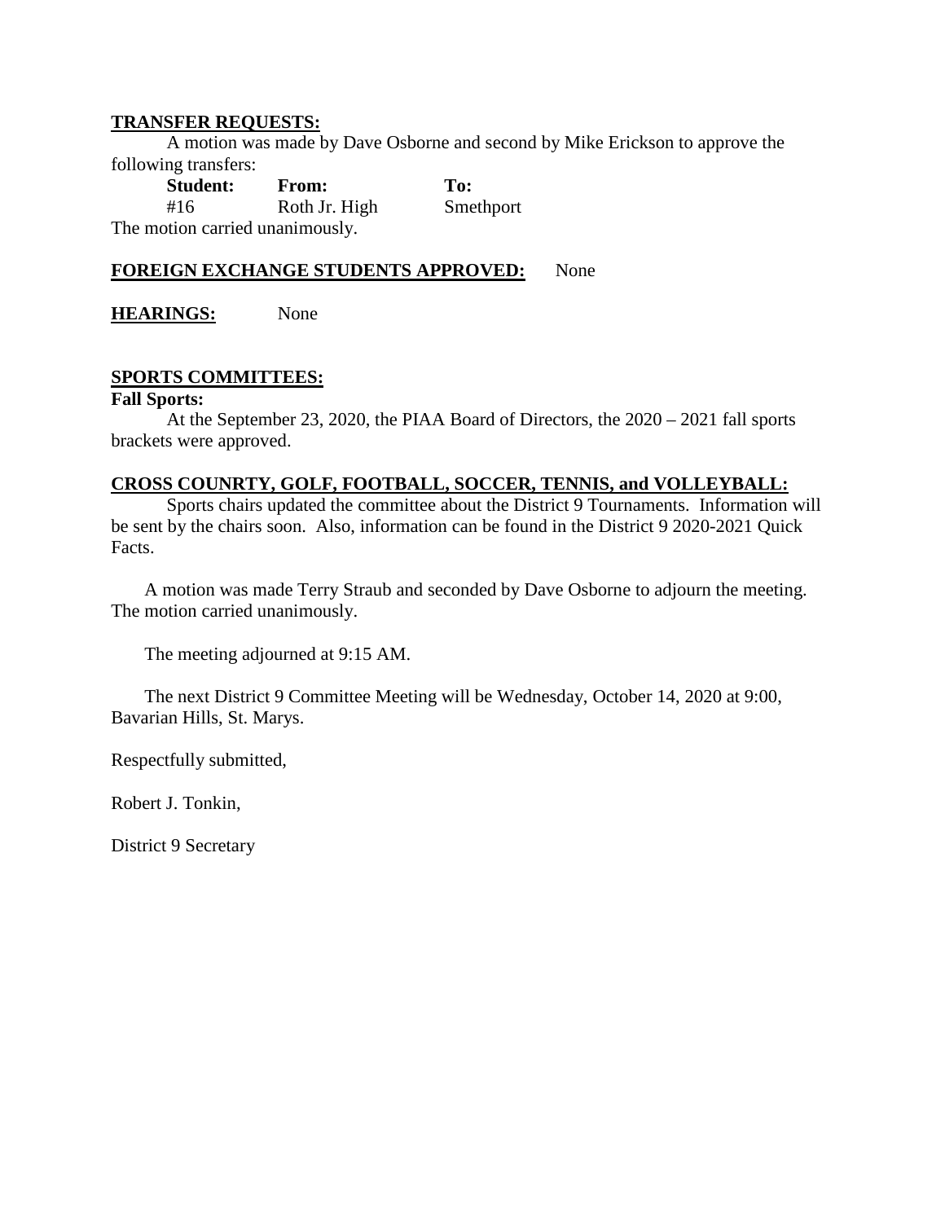**TRANSFER REQUESTS:**

A motion was made by Dave Osborne and second by Mike Erickson to approve the following transfers:

| Student: | From: | To: |
|---|---|---|
| #16 | Roth Jr. High | Smethport |

The motion carried unanimously.

**FOREIGN EXCHANGE STUDENTS APPROVED:** None

**HEARINGS:** None

**SPORTS COMMITTEES:**

**Fall Sports:**

At the September 23, 2020, the PIAA Board of Directors, the 2020 – 2021 fall sports brackets were approved.

**CROSS COUNRTY, GOLF, FOOTBALL, SOCCER, TENNIS, and VOLLEYBALL:**

Sports chairs updated the committee about the District 9 Tournaments. Information will be sent by the chairs soon. Also, information can be found in the District 9 2020-2021 Quick Facts.

A motion was made Terry Straub and seconded by Dave Osborne to adjourn the meeting. The motion carried unanimously.

The meeting adjourned at 9:15 AM.

The next District 9 Committee Meeting will be Wednesday, October 14, 2020 at 9:00, Bavarian Hills, St. Marys.

Respectfully submitted,

Robert J. Tonkin,

District 9 Secretary